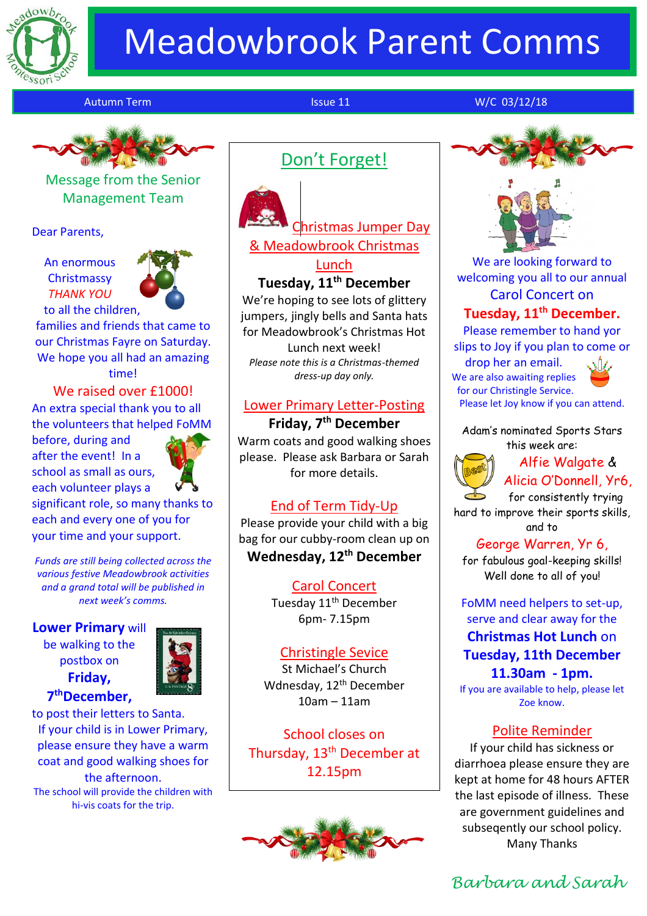# Meadowbrook Parent Comms

Autumn Term | Issue 11 | W/C 03/12/18

## Message from the Senior Management Team

Dear Parents,

An enormous Christmassy *THANK YOU* to all the children, families and friends that came to our Christmas Fayre on Saturday. We hope you all had an amazing time!

We raised over £1000!

An extra special thank you to all the volunteers that helped FoMM before, during and after the event! In a school as small as ours, each volunteer plays a significant role, so many thanks to each and every one of you for your time and your support.

*Funds are still being collected across the various festive Meadowbrook activities and a grand total will be published in next week's comms.*

**Lower Primary** will be walking to the postbox on **Friday, 7th December,** to post their letters to Santa.

If your child is in Lower Primary, please ensure they have a warm coat and good walking shoes for the afternoon.

The school will provide the children with hi-vis coats for the trip.

## Don't Forget!

### Christmas Jumper Day & Meadowbrook Christmas Lunch

**Tuesday, 11th December**

We're hoping to see lots of glittery jumpers, jingly bells and Santa hats for Meadowbrook's Christmas Hot Lunch next week!

*Please note this is a Christmas-themed dress-up day only.*

### Lower Primary Letter-Posting

**Friday, 7th December**

Warm coats and good walking shoes please. Please ask Barbara or Sarah for more details.

### End of Term Tidy-Up

Please provide your child with a big bag for our cubby-room clean up on

**Wednesday, 12th December**

### Carol Concert

Tuesday 11th December

6pm- 7.15pm

### Christingle Sevice

St Michael's Church

Wdnesday, 12th December

10am – 11am

School closes on Thursday, 13th December at 12.15pm

We are looking forward to welcoming you all to our annual Carol Concert on **Tuesday, 11th December.** Please remember to hand yor slips to Joy if you plan to come or drop her an email.

We are also awaiting replies for our Christingle Service. Please let Joy know if you can attend.

Adam's nominated Sports Stars this week are:

Alfie Walgate & Alicia O'Donnell, Yr6, for consistently trying hard to improve their sports skills, and to

George Warren, Yr 6, for fabulous goal-keeping skills!

Well done to all of you!

FoMM need helpers to set-up, serve and clear away for the **Christmas Hot Lunch** on **Tuesday, 11th December 11.30am - 1pm.**

If you are available to help, please let Zoe know.

### Polite Reminder

If your child has sickness or diarrhoea please ensure they are kept at home for 48 hours AFTER the last episode of illness. These are government guidelines and subseqently our school policy.

Many Thanks

*Barbara and Sarah*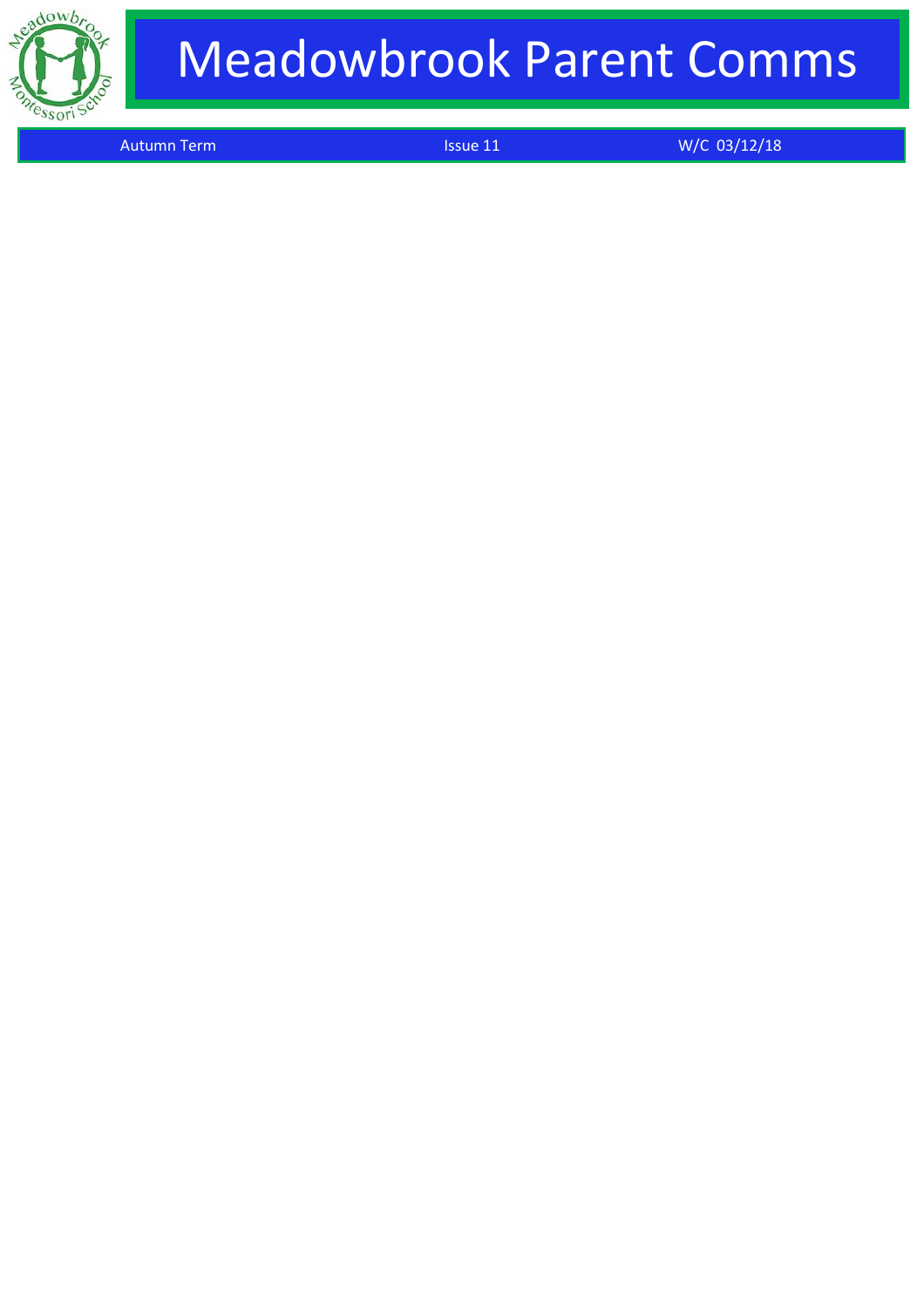# Meadowbrook Parent Comms

Autumn Term | Issue 11 | W/C 03/12/18